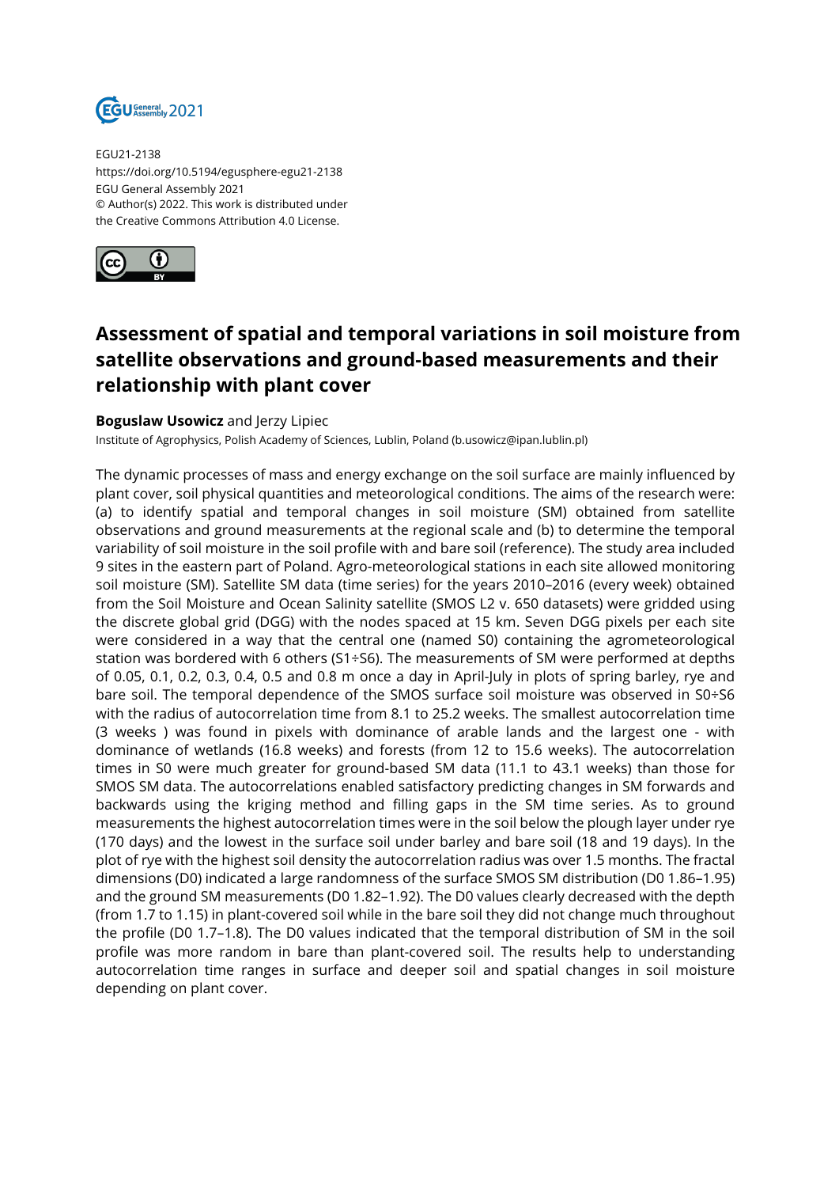EGU21-2138
https://doi.org/10.5194/egusphere-egu21-2138
EGU General Assembly 2021
© Author(s) 2022. This work is distributed under
the Creative Commons Attribution 4.0 License.

# Assessment of spatial and temporal variations in soil moisture from satellite observations and ground-based measurements and their relationship with plant cover

**Boguslaw Usowicz** and Jerzy Lipiec

Institute of Agrophysics, Polish Academy of Sciences, Lublin, Poland (b.usowicz@ipan.lublin.pl)

The dynamic processes of mass and energy exchange on the soil surface are mainly influenced by plant cover, soil physical quantities and meteorological conditions. The aims of the research were: (a) to identify spatial and temporal changes in soil moisture (SM) obtained from satellite observations and ground measurements at the regional scale and (b) to determine the temporal variability of soil moisture in the soil profile with and bare soil (reference). The study area included 9 sites in the eastern part of Poland. Agro-meteorological stations in each site allowed monitoring soil moisture (SM). Satellite SM data (time series) for the years 2010–2016 (every week) obtained from the Soil Moisture and Ocean Salinity satellite (SMOS L2 v. 650 datasets) were gridded using the discrete global grid (DGG) with the nodes spaced at 15 km. Seven DGG pixels per each site were considered in a way that the central one (named S0) containing the agrometeorological station was bordered with 6 others (S1÷S6). The measurements of SM were performed at depths of 0.05, 0.1, 0.2, 0.3, 0.4, 0.5 and 0.8 m once a day in April-July in plots of spring barley, rye and bare soil. The temporal dependence of the SMOS surface soil moisture was observed in S0÷S6 with the radius of autocorrelation time from 8.1 to 25.2 weeks. The smallest autocorrelation time (3 weeks ) was found in pixels with dominance of arable lands and the largest one - with dominance of wetlands (16.8 weeks) and forests (from 12 to 15.6 weeks). The autocorrelation times in S0 were much greater for ground-based SM data (11.1 to 43.1 weeks) than those for SMOS SM data. The autocorrelations enabled satisfactory predicting changes in SM forwards and backwards using the kriging method and filling gaps in the SM time series. As to ground measurements the highest autocorrelation times were in the soil below the plough layer under rye (170 days) and the lowest in the surface soil under barley and bare soil (18 and 19 days). In the plot of rye with the highest soil density the autocorrelation radius was over 1.5 months. The fractal dimensions (D0) indicated a large randomness of the surface SMOS SM distribution (D0 1.86–1.95) and the ground SM measurements (D0 1.82–1.92). The D0 values clearly decreased with the depth (from 1.7 to 1.15) in plant-covered soil while in the bare soil they did not change much throughout the profile (D0 1.7–1.8). The D0 values indicated that the temporal distribution of SM in the soil profile was more random in bare than plant-covered soil. The results help to understanding autocorrelation time ranges in surface and deeper soil and spatial changes in soil moisture depending on plant cover.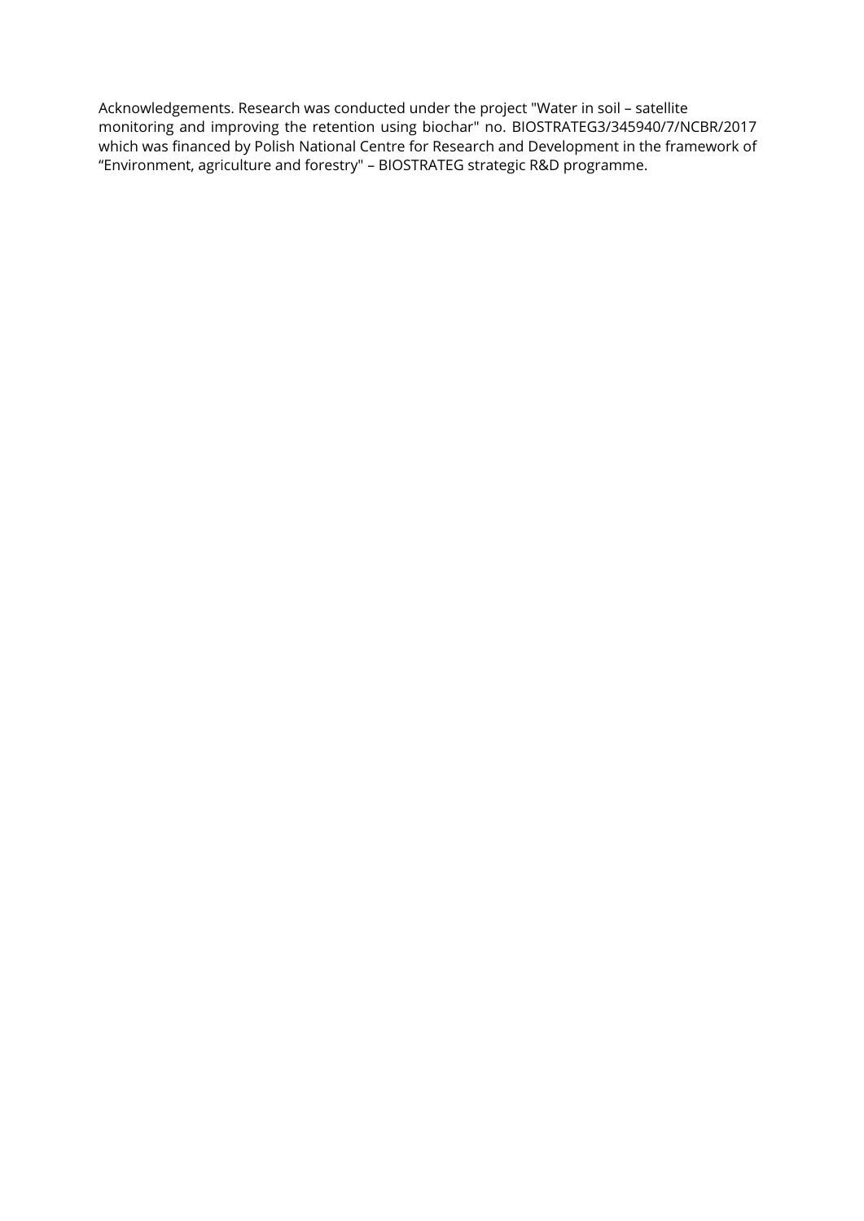Acknowledgements. Research was conducted under the project "Water in soil – satellite monitoring and improving the retention using biochar" no. BIOSTRATEG3/345940/7/NCBR/2017 which was financed by Polish National Centre for Research and Development in the framework of "Environment, agriculture and forestry" – BIOSTRATEG strategic R&D programme.